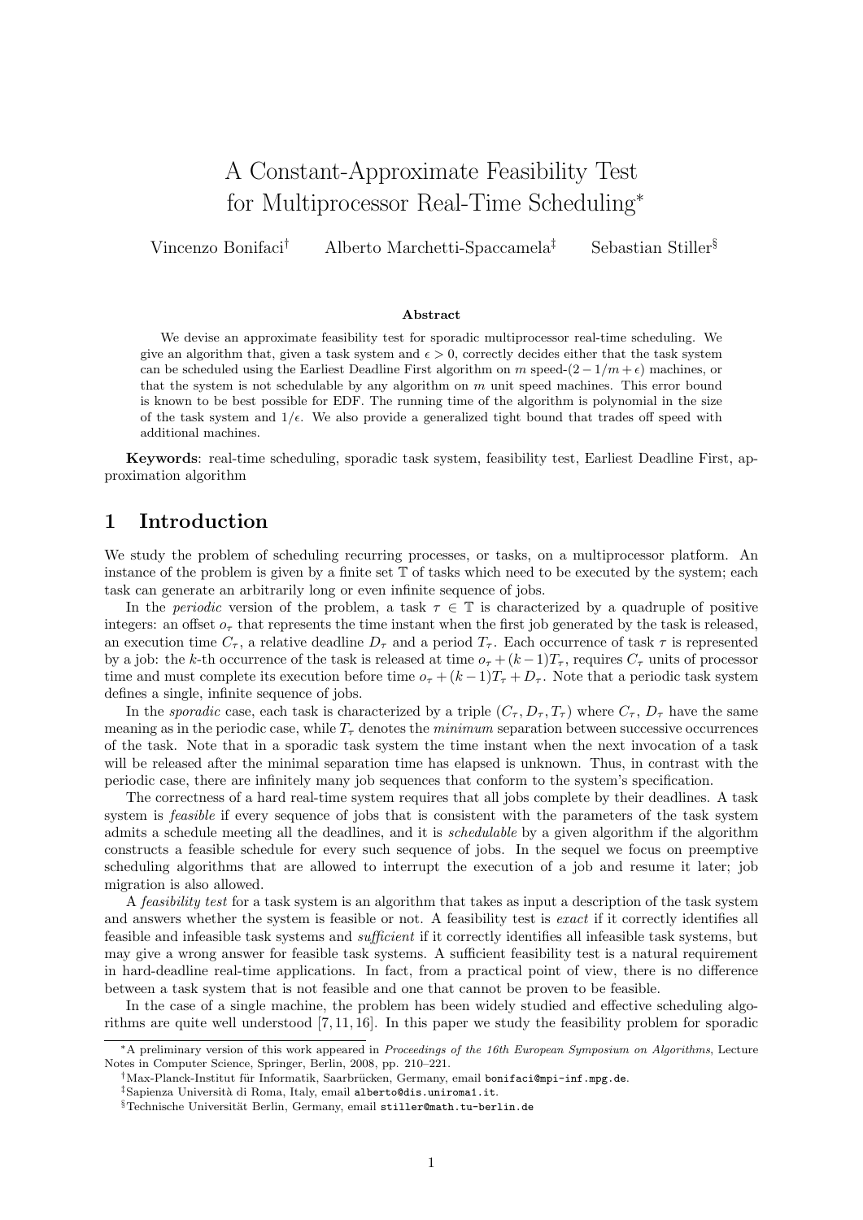# A Constant-Approximate Feasibility Test for Multiprocessor Real-Time Scheduling*

Vincenzo Bonifaci[†] Alberto Marchetti-Spaccamela[‡] Sebastian Stiller[§]

**Abstract**

We devise an approximate feasibility test for sporadic multiprocessor real-time scheduling. We give an algorithm that, given a task system and $\epsilon > 0$, correctly decides either that the task system can be scheduled using the Earliest Deadline First algorithm on $m$ speed-$(2 - 1/m + \epsilon)$ machines, or that the system is not schedulable by any algorithm on $m$ unit speed machines. This error bound is known to be best possible for EDF. The running time of the algorithm is polynomial in the size of the task system and $1/\epsilon$. We also provide a generalized tight bound that trades off speed with additional machines.

**Keywords**: real-time scheduling, sporadic task system, feasibility test, Earliest Deadline First, approximation algorithm

## 1 Introduction

We study the problem of scheduling recurring processes, or tasks, on a multiprocessor platform. An instance of the problem is given by a finite set $\mathbb{T}$ of tasks which need to be executed by the system; each task can generate an arbitrarily long or even infinite sequence of jobs.

In the *periodic* version of the problem, a task $\tau \in \mathbb{T}$ is characterized by a quadruple of positive integers: an offset $o_\tau$ that represents the time instant when the first job generated by the task is released, an execution time $C_\tau$, a relative deadline $D_\tau$ and a period $T_\tau$. Each occurrence of task $\tau$ is represented by a job: the $k$-th occurrence of the task is released at time $o_\tau + (k-1)T_\tau$, requires $C_\tau$ units of processor time and must complete its execution before time $o_\tau + (k-1)T_\tau + D_\tau$. Note that a periodic task system defines a single, infinite sequence of jobs.

In the *sporadic* case, each task is characterized by a triple $(C_\tau, D_\tau, T_\tau)$ where $C_\tau$, $D_\tau$ have the same meaning as in the periodic case, while $T_\tau$ denotes the *minimum* separation between successive occurrences of the task. Note that in a sporadic task system the time instant when the next invocation of a task will be released after the minimal separation time has elapsed is unknown. Thus, in contrast with the periodic case, there are infinitely many job sequences that conform to the system's specification.

The correctness of a hard real-time system requires that all jobs complete by their deadlines. A task system is *feasible* if every sequence of jobs that is consistent with the parameters of the task system admits a schedule meeting all the deadlines, and it is *schedulable* by a given algorithm if the algorithm constructs a feasible schedule for every such sequence of jobs. In the sequel we focus on preemptive scheduling algorithms that are allowed to interrupt the execution of a job and resume it later; job migration is also allowed.

A *feasibility test* for a task system is an algorithm that takes as input a description of the task system and answers whether the system is feasible or not. A feasibility test is *exact* if it correctly identifies all feasible and infeasible task systems and *sufficient* if it correctly identifies all infeasible task systems, but may give a wrong answer for feasible task systems. A sufficient feasibility test is a natural requirement in hard-deadline real-time applications. In fact, from a practical point of view, there is no difference between a task system that is not feasible and one that cannot be proven to be feasible.

In the case of a single machine, the problem has been widely studied and effective scheduling algorithms are quite well understood [7, 11, 16]. In this paper we study the feasibility problem for sporadic

---

*A preliminary version of this work appeared in *Proceedings of the 16th European Symposium on Algorithms*, Lecture Notes in Computer Science, Springer, Berlin, 2008, pp. 210–221.

†Max-Planck-Institut für Informatik, Saarbrücken, Germany, email bonifaci@mpi-inf.mpg.de.

‡Sapienza Università di Roma, Italy, email alberto@dis.uniroma1.it.

§Technische Universität Berlin, Germany, email stiller@math.tu-berlin.de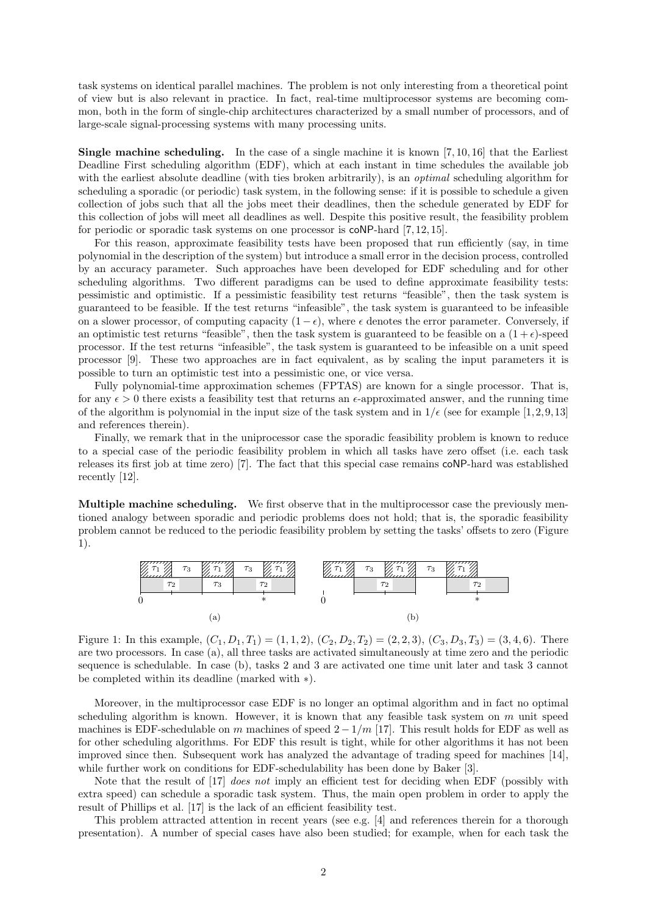task systems on identical parallel machines. The problem is not only interesting from a theoretical point of view but is also relevant in practice. In fact, real-time multiprocessor systems are becoming common, both in the form of single-chip architectures characterized by a small number of processors, and of large-scale signal-processing systems with many processing units.

**Single machine scheduling.** In the case of a single machine it is known [7, 10, 16] that the Earliest Deadline First scheduling algorithm (EDF), which at each instant in time schedules the available job with the earliest absolute deadline (with ties broken arbitrarily), is an *optimal* scheduling algorithm for scheduling a sporadic (or periodic) task system, in the following sense: if it is possible to schedule a given collection of jobs such that all the jobs meet their deadlines, then the schedule generated by EDF for this collection of jobs will meet all deadlines as well. Despite this positive result, the feasibility problem for periodic or sporadic task systems on one processor is coNP-hard [7, 12, 15].

For this reason, approximate feasibility tests have been proposed that run efficiently (say, in time polynomial in the description of the system) but introduce a small error in the decision process, controlled by an accuracy parameter. Such approaches have been developed for EDF scheduling and for other scheduling algorithms. Two different paradigms can be used to define approximate feasibility tests: pessimistic and optimistic. If a pessimistic feasibility test returns "feasible", then the task system is guaranteed to be feasible. If the test returns "infeasible", the task system is guaranteed to be infeasible on a slower processor, of computing capacity $(1-\epsilon)$, where $\epsilon$ denotes the error parameter. Conversely, if an optimistic test returns "feasible", then the task system is guaranteed to be feasible on a $(1+\epsilon)$-speed processor. If the test returns "infeasible", the task system is guaranteed to be infeasible on a unit speed processor [9]. These two approaches are in fact equivalent, as by scaling the input parameters it is possible to turn an optimistic test into a pessimistic one, or vice versa.

Fully polynomial-time approximation schemes (FPTAS) are known for a single processor. That is, for any $\epsilon > 0$ there exists a feasibility test that returns an $\epsilon$-approximated answer, and the running time of the algorithm is polynomial in the input size of the task system and in $1/\epsilon$ (see for example [1, 2, 9, 13] and references therein).

Finally, we remark that in the uniprocessor case the sporadic feasibility problem is known to reduce to a special case of the periodic feasibility problem in which all tasks have zero offset (i.e. each task releases its first job at time zero) [7]. The fact that this special case remains coNP-hard was established recently [12].

**Multiple machine scheduling.** We first observe that in the multiprocessor case the previously mentioned analogy between sporadic and periodic problems does not hold; that is, the sporadic feasibility problem cannot be reduced to the periodic feasibility problem by setting the tasks' offsets to zero (Figure 1).

Figure 1: In this example, $(C_1, D_1, T_1) = (1, 1, 2)$, $(C_2, D_2, T_2) = (2, 2, 3)$, $(C_3, D_3, T_3) = (3, 4, 6)$. There are two processors. In case (a), all three tasks are activated simultaneously at time zero and the periodic sequence is schedulable. In case (b), tasks 2 and 3 are activated one time unit later and task 3 cannot be completed within its deadline (marked with $*$).

Moreover, in the multiprocessor case EDF is no longer an optimal algorithm and in fact no optimal scheduling algorithm is known. However, it is known that any feasible task system on $m$ unit speed machines is EDF-schedulable on $m$ machines of speed $2 - 1/m$ [17]. This result holds for EDF as well as for other scheduling algorithms. For EDF this result is tight, while for other algorithms it has not been improved since then. Subsequent work has analyzed the advantage of trading speed for machines [14], while further work on conditions for EDF-schedulability has been done by Baker [3].

Note that the result of [17] *does not* imply an efficient test for deciding when EDF (possibly with extra speed) can schedule a sporadic task system. Thus, the main open problem in order to apply the result of Phillips et al. [17] is the lack of an efficient feasibility test.

This problem attracted attention in recent years (see e.g. [4] and references therein for a thorough presentation). A number of special cases have also been studied; for example, when for each task the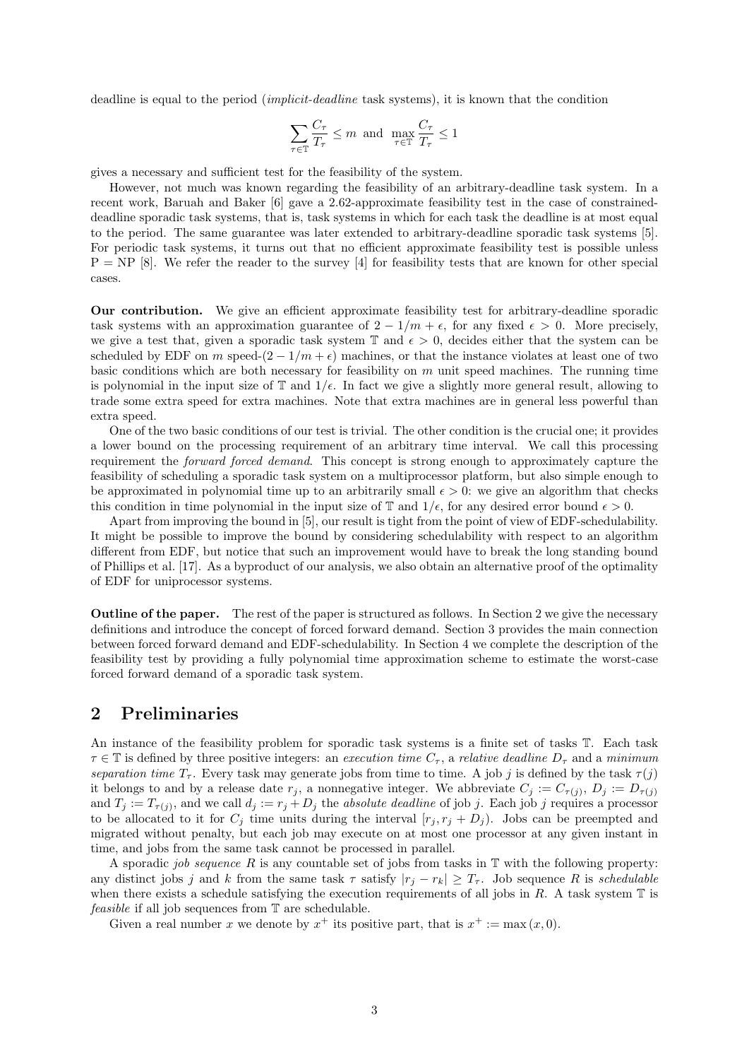deadline is equal to the period (*implicit-deadline* task systems), it is known that the condition

$$\sum_{\tau \in \mathbb{T}} \frac{C_\tau}{T_\tau} \le m \text{ and } \max_{\tau \in \mathbb{T}} \frac{C_\tau}{T_\tau} \le 1$$

gives a necessary and sufficient test for the feasibility of the system.

However, not much was known regarding the feasibility of an arbitrary-deadline task system. In a recent work, Baruah and Baker [6] gave a 2.62-approximate feasibility test in the case of constrained-deadline sporadic task systems, that is, task systems in which for each task the deadline is at most equal to the period. The same guarantee was later extended to arbitrary-deadline sporadic task systems [5]. For periodic task systems, it turns out that no efficient approximate feasibility test is possible unless P = NP [8]. We refer the reader to the survey [4] for feasibility tests that are known for other special cases.

**Our contribution.** We give an efficient approximate feasibility test for arbitrary-deadline sporadic task systems with an approximation guarantee of $2 - 1/m + \epsilon$, for any fixed $\epsilon > 0$. More precisely, we give a test that, given a sporadic task system $\mathbb{T}$ and $\epsilon > 0$, decides either that the system can be scheduled by EDF on $m$ speed-$(2 - 1/m + \epsilon)$ machines, or that the instance violates at least one of two basic conditions which are both necessary for feasibility on $m$ unit speed machines. The running time is polynomial in the input size of $\mathbb{T}$ and $1/\epsilon$. In fact we give a slightly more general result, allowing to trade some extra speed for extra machines. Note that extra machines are in general less powerful than extra speed.

One of the two basic conditions of our test is trivial. The other condition is the crucial one; it provides a lower bound on the processing requirement of an arbitrary time interval. We call this processing requirement the *forward forced demand*. This concept is strong enough to approximately capture the feasibility of scheduling a sporadic task system on a multiprocessor platform, but also simple enough to be approximated in polynomial time up to an arbitrarily small $\epsilon > 0$: we give an algorithm that checks this condition in time polynomial in the input size of $\mathbb{T}$ and $1/\epsilon$, for any desired error bound $\epsilon > 0$.

Apart from improving the bound in [5], our result is tight from the point of view of EDF-schedulability. It might be possible to improve the bound by considering schedulability with respect to an algorithm different from EDF, but notice that such an improvement would have to break the long standing bound of Phillips et al. [17]. As a byproduct of our analysis, we also obtain an alternative proof of the optimality of EDF for uniprocessor systems.

**Outline of the paper.** The rest of the paper is structured as follows. In Section 2 we give the necessary definitions and introduce the concept of forced forward demand. Section 3 provides the main connection between forced forward demand and EDF-schedulability. In Section 4 we complete the description of the feasibility test by providing a fully polynomial time approximation scheme to estimate the worst-case forced forward demand of a sporadic task system.

## 2 Preliminaries

An instance of the feasibility problem for sporadic task systems is a finite set of tasks $\mathbb{T}$. Each task $\tau \in \mathbb{T}$ is defined by three positive integers: an *execution time* $C_\tau$, a *relative deadline* $D_\tau$ and a *minimum separation time* $T_\tau$. Every task may generate jobs from time to time. A job $j$ is defined by the task $\tau(j)$ it belongs to and by a release date $r_j$, a nonnegative integer. We abbreviate $C_j := C_{\tau(j)}$, $D_j := D_{\tau(j)}$ and $T_j := T_{\tau(j)}$, and we call $d_j := r_j + D_j$ the *absolute deadline* of job $j$. Each job $j$ requires a processor to be allocated to it for $C_j$ time units during the interval $[r_j, r_j + D_j)$. Jobs can be preempted and migrated without penalty, but each job may execute on at most one processor at any given instant in time, and jobs from the same task cannot be processed in parallel.

A sporadic *job sequence* $R$ is any countable set of jobs from tasks in $\mathbb{T}$ with the following property: any distinct jobs $j$ and $k$ from the same task $\tau$ satisfy $|r_j - r_k| \ge T_\tau$. Job sequence $R$ is *schedulable* when there exists a schedule satisfying the execution requirements of all jobs in $R$. A task system $\mathbb{T}$ is *feasible* if all job sequences from $\mathbb{T}$ are schedulable.

Given a real number $x$ we denote by $x^+$ its positive part, that is $x^+ := \max(x, 0)$.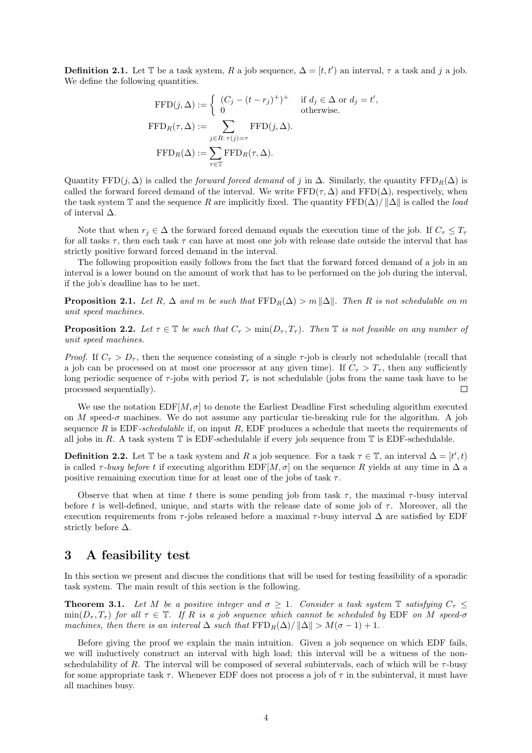**Definition 2.1.** Let $\mathbb{T}$ be a task system, $R$ a job sequence, $\Delta = [t, t')$ an interval, $\tau$ a task and $j$ a job. We define the following quantities.

$$\mathrm{FFD}(j, \Delta) := \begin{cases} (C_j - (t - r_j)^+)^+ & \text{if } d_j \in \Delta \text{ or } d_j = t', \\ 0 & \text{otherwise.} \end{cases}$$

$$\mathrm{FFD}_R(\tau, \Delta) := \sum_{j \in R \colon \tau(j) = \tau} \mathrm{FFD}(j, \Delta).$$

$$\mathrm{FFD}_R(\Delta) := \sum_{\tau \in \mathbb{T}} \mathrm{FFD}_R(\tau, \Delta).$$

Quantity $\mathrm{FFD}(j, \Delta)$ is called the *forward forced demand* of $j$ in $\Delta$. Similarly, the quantity $\mathrm{FFD}_R(\Delta)$ is called the forward forced demand of the interval. We write $\mathrm{FFD}(\tau, \Delta)$ and $\mathrm{FFD}(\Delta)$, respectively, when the task system $\mathbb{T}$ and the sequence $R$ are implicitly fixed. The quantity $\mathrm{FFD}(\Delta)/\|\Delta\|$ is called the *load* of interval $\Delta$.

Note that when $r_j \in \Delta$ the forward forced demand equals the execution time of the job. If $C_\tau \leq T_\tau$ for all tasks $\tau$, then each task $\tau$ can have at most one job with release date outside the interval that has strictly positive forward forced demand in the interval.

The following proposition easily follows from the fact that the forward forced demand of a job in an interval is a lower bound on the amount of work that has to be performed on the job during the interval, if the job's deadline has to be met.

**Proposition 2.1.** *Let $R$, $\Delta$ and $m$ be such that $\mathrm{FFD}_R(\Delta) > m\,\|\Delta\|$. Then $R$ is not schedulable on $m$ unit speed machines.*

**Proposition 2.2.** *Let $\tau \in \mathbb{T}$ be such that $C_\tau > \min(D_\tau, T_\tau)$. Then $\mathbb{T}$ is not feasible on any number of unit speed machines.*

*Proof.* If $C_\tau > D_\tau$, then the sequence consisting of a single $\tau$-job is clearly not schedulable (recall that a job can be processed on at most one processor at any given time). If $C_\tau > T_\tau$, then any sufficiently long periodic sequence of $\tau$-jobs with period $T_\tau$ is not schedulable (jobs from the same task have to be processed sequentially). $\square$

We use the notation $\mathrm{EDF}[M, \sigma]$ to denote the Earliest Deadline First scheduling algorithm executed on $M$ speed-$\sigma$ machines. We do not assume any particular tie-breaking rule for the algorithm. A job sequence $R$ is EDF-*schedulable* if, on input $R$, EDF produces a schedule that meets the requirements of all jobs in $R$. A task system $\mathbb{T}$ is EDF-schedulable if every job sequence from $\mathbb{T}$ is EDF-schedulable.

**Definition 2.2.** Let $\mathbb{T}$ be a task system and $R$ a job sequence. For a task $\tau \in \mathbb{T}$, an interval $\Delta = [t', t)$ is called $\tau$*-busy before* $t$ if executing algorithm $\mathrm{EDF}[M, \sigma]$ on the sequence $R$ yields at any time in $\Delta$ a positive remaining execution time for at least one of the jobs of task $\tau$.

Observe that when at time $t$ there is some pending job from task $\tau$, the maximal $\tau$-busy interval before $t$ is well-defined, unique, and starts with the release date of some job of $\tau$. Moreover, all the execution requirements from $\tau$-jobs released before a maximal $\tau$-busy interval $\Delta$ are satisfied by EDF strictly before $\Delta$.

# 3 A feasibility test

In this section we present and discuss the conditions that will be used for testing feasibility of a sporadic task system. The main result of this section is the following.

**Theorem 3.1.** *Let $M$ be a positive integer and $\sigma \geq 1$. Consider a task system $\mathbb{T}$ satisfying $C_\tau \leq \min(D_\tau, T_\tau)$ for all $\tau \in \mathbb{T}$. If $R$ is a job sequence which cannot be scheduled by* EDF *on $M$ speed-$\sigma$ machines, then there is an interval $\Delta$ such that $\mathrm{FFD}_R(\Delta)/\|\Delta\| > M(\sigma - 1) + 1$.*

Before giving the proof we explain the main intuition. Given a job sequence on which EDF fails, we will inductively construct an interval with high load; this interval will be a witness of the non-schedulability of $R$. The interval will be composed of several subintervals, each of which will be $\tau$-busy for some appropriate task $\tau$. Whenever EDF does not process a job of $\tau$ in the subinterval, it must have all machines busy.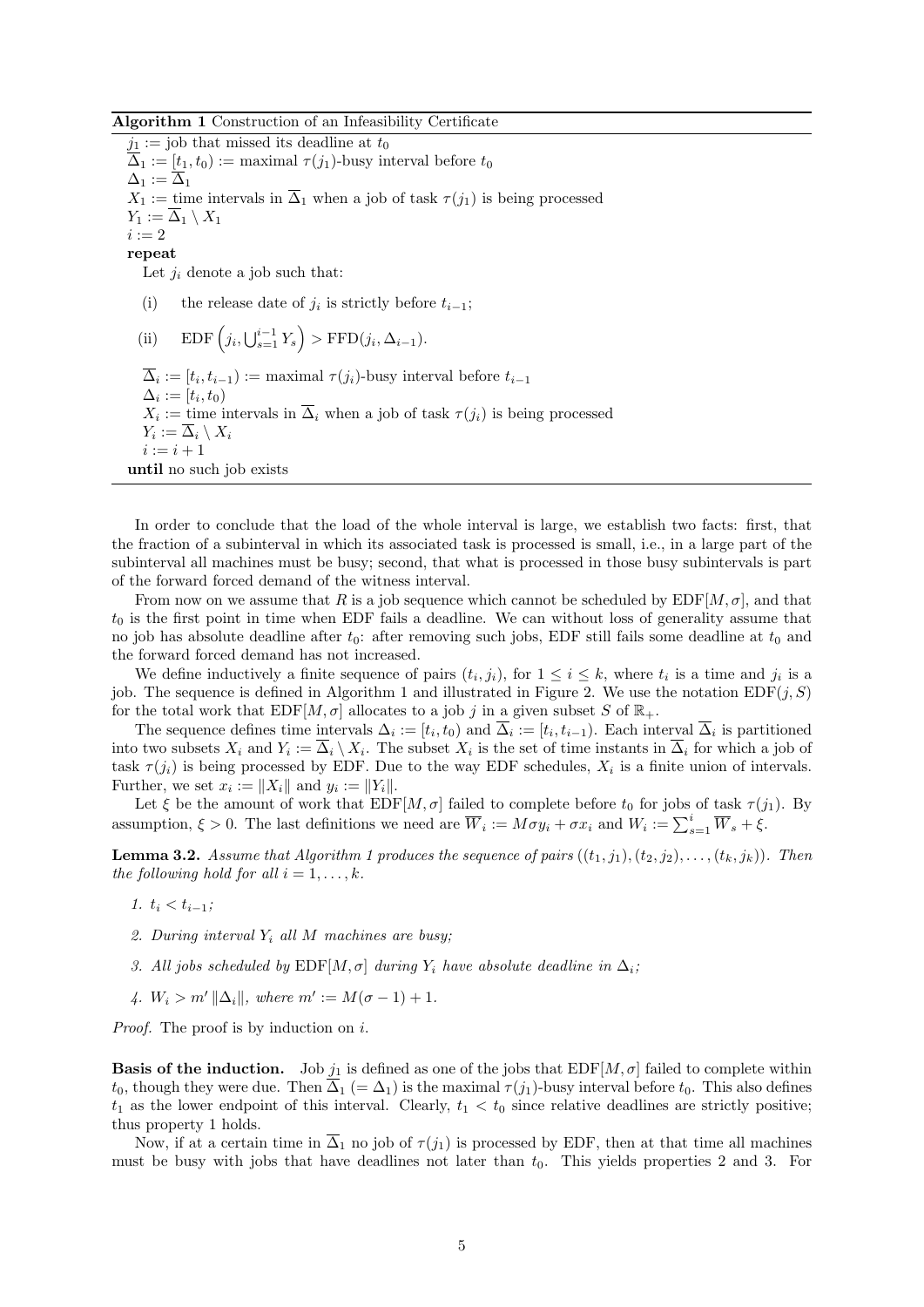**Algorithm 1** Construction of an Infeasibility Certificate

$j_1 :=$ job that missed its deadline at $t_0$
$\overline{\Delta}_1 := [t_1, t_0) :=$ maximal $\tau(j_1)$-busy interval before $t_0$
$\Delta_1 := \overline{\Delta}_1$
$X_1 :=$ time intervals in $\overline{\Delta}_1$ when a job of task $\tau(j_1)$ is being processed
$Y_1 := \overline{\Delta}_1 \setminus X_1$
$i := 2$
**repeat**
  Let $j_i$ denote a job such that:

  (i) the release date of $j_i$ is strictly before $t_{i-1}$;

  (ii) $\mathrm{EDF}\left(j_i, \bigcup_{s=1}^{i-1} Y_s\right) > \mathrm{FFD}(j_i, \Delta_{i-1})$.

  $\overline{\Delta}_i := [t_i, t_{i-1}) :=$ maximal $\tau(j_i)$-busy interval before $t_{i-1}$
  $\Delta_i := [t_i, t_0)$
  $X_i :=$ time intervals in $\overline{\Delta}_i$ when a job of task $\tau(j_i)$ is being processed
  $Y_i := \overline{\Delta}_i \setminus X_i$
  $i := i + 1$
**until** no such job exists

In order to conclude that the load of the whole interval is large, we establish two facts: first, that the fraction of a subinterval in which its associated task is processed is small, i.e., in a large part of the subinterval all machines must be busy; second, that what is processed in those busy subintervals is part of the forward forced demand of the witness interval.

From now on we assume that $R$ is a job sequence which cannot be scheduled by $\mathrm{EDF}[M, \sigma]$, and that $t_0$ is the first point in time when EDF fails a deadline. We can without loss of generality assume that no job has absolute deadline after $t_0$: after removing such jobs, EDF still fails some deadline at $t_0$ and the forward forced demand has not increased.

We define inductively a finite sequence of pairs $(t_i, j_i)$, for $1 \le i \le k$, where $t_i$ is a time and $j_i$ is a job. The sequence is defined in Algorithm 1 and illustrated in Figure 2. We use the notation $\mathrm{EDF}(j, S)$ for the total work that $\mathrm{EDF}[M, \sigma]$ allocates to a job $j$ in a given subset $S$ of $\mathbb{R}_+$.

The sequence defines time intervals $\Delta_i := [t_i, t_0)$ and $\overline{\Delta}_i := [t_i, t_{i-1})$. Each interval $\overline{\Delta}_i$ is partitioned into two subsets $X_i$ and $Y_i := \overline{\Delta}_i \setminus X_i$. The subset $X_i$ is the set of time instants in $\overline{\Delta}_i$ for which a job of task $\tau(j_i)$ is being processed by EDF. Due to the way EDF schedules, $X_i$ is a finite union of intervals. Further, we set $x_i := \|X_i\|$ and $y_i := \|Y_i\|$.

Let $\xi$ be the amount of work that $\mathrm{EDF}[M, \sigma]$ failed to complete before $t_0$ for jobs of task $\tau(j_1)$. By assumption, $\xi > 0$. The last definitions we need are $\overline{W}_i := M\sigma y_i + \sigma x_i$ and $W_i := \sum_{s=1}^{i} \overline{W}_s + \xi$.

**Lemma 3.2.** *Assume that Algorithm 1 produces the sequence of pairs $((t_1, j_1), (t_2, j_2), \ldots, (t_k, j_k))$. Then the following hold for all $i = 1, \ldots, k$.*

1. *$t_i < t_{i-1}$;*
2. *During interval $Y_i$ all $M$ machines are busy;*
3. *All jobs scheduled by $\mathrm{EDF}[M, \sigma]$ during $Y_i$ have absolute deadline in $\Delta_i$;*
4. *$W_i > m' \|\Delta_i\|$, where $m' := M(\sigma - 1) + 1$.*

*Proof.* The proof is by induction on $i$.

**Basis of the induction.** Job $j_1$ is defined as one of the jobs that $\mathrm{EDF}[M, \sigma]$ failed to complete within $t_0$, though they were due. Then $\overline{\Delta}_1$ $(= \Delta_1)$ is the maximal $\tau(j_1)$-busy interval before $t_0$. This also defines $t_1$ as the lower endpoint of this interval. Clearly, $t_1 < t_0$ since relative deadlines are strictly positive; thus property 1 holds.

Now, if at a certain time in $\overline{\Delta}_1$ no job of $\tau(j_1)$ is processed by EDF, then at that time all machines must be busy with jobs that have deadlines not later than $t_0$. This yields properties 2 and 3. For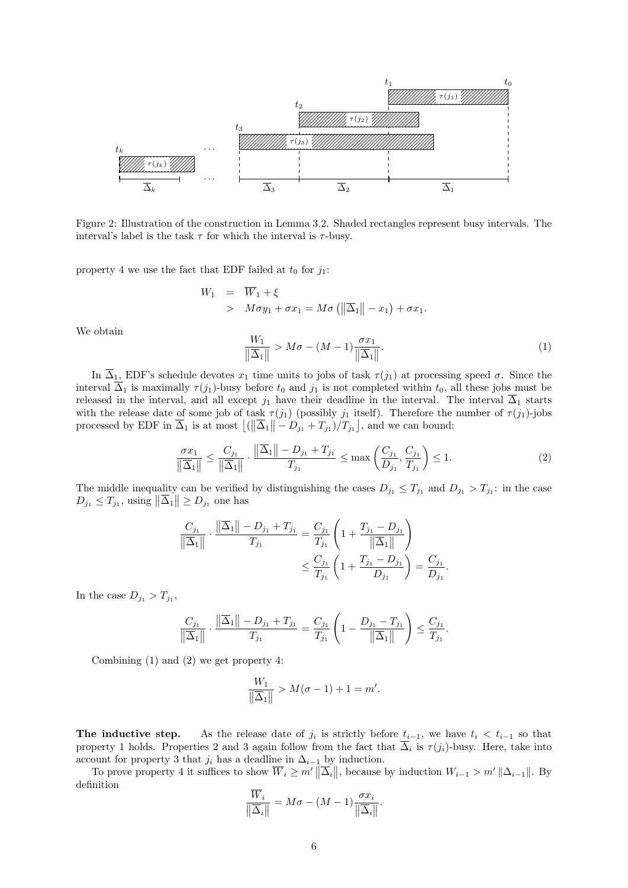Figure 2: Illustration of the construction in Lemma 3.2. Shaded rectangles represent busy intervals. The interval's label is the task $\tau$ for which the interval is $\tau$-busy.

property 4 we use the fact that EDF failed at $t_0$ for $j_1$:

$$\begin{aligned} W_1 &= \overline{W}_1 + \xi \\ &> M\sigma y_1 + \sigma x_1 = M\sigma\left(\left\|\overline{\Delta}_1\right\| - x_1\right) + \sigma x_1. \end{aligned}$$

We obtain

$$\frac{W_1}{\left\|\overline{\Delta}_1\right\|} > M\sigma - (M-1)\frac{\sigma x_1}{\left\|\overline{\Delta}_1\right\|}. \tag{1}$$

In $\overline{\Delta}_1$, EDF's schedule devotes $x_1$ time units to jobs of task $\tau(j_1)$ at processing speed $\sigma$. Since the interval $\overline{\Delta}_1$ is maximally $\tau(j_1)$-busy before $t_0$ and $j_1$ is not completed within $t_0$, all these jobs must be released in the interval, and all except $j_1$ have their deadline in the interval. The interval $\overline{\Delta}_1$ starts with the release date of some job of task $\tau(j_1)$ (possibly $j_1$ itself). Therefore the number of $\tau(j_1)$-jobs processed by EDF in $\overline{\Delta}_1$ is at most $\left\lfloor(\left\|\overline{\Delta}_1\right\| - D_{j_1} + T_{j_1})/T_{j_1}\right\rfloor$, and we can bound:

$$\frac{\sigma x_1}{\left\|\overline{\Delta}_1\right\|} \leq \frac{C_{j_1}}{\left\|\overline{\Delta}_1\right\|} \cdot \frac{\left\|\overline{\Delta}_1\right\| - D_{j_1} + T_{j_1}}{T_{j_1}} \leq \max\left(\frac{C_{j_1}}{D_{j_1}}, \frac{C_{j_1}}{T_{j_1}}\right) \leq 1. \tag{2}$$

The middle inequality can be verified by distinguishing the cases $D_{j_1} \leq T_{j_1}$ and $D_{j_1} > T_{j_1}$: in the case $D_{j_1} \leq T_{j_1}$, using $\left\|\overline{\Delta}_1\right\| \geq D_{j_1}$ one has

$$\begin{aligned} \frac{C_{j_1}}{\left\|\overline{\Delta}_1\right\|} \cdot \frac{\left\|\overline{\Delta}_1\right\| - D_{j_1} + T_{j_1}}{T_{j_1}} &= \frac{C_{j_1}}{T_{j_1}}\left(1 + \frac{T_{j_1} - D_{j_1}}{\left\|\overline{\Delta}_1\right\|}\right) \\ &\leq \frac{C_{j_1}}{T_{j_1}}\left(1 + \frac{T_{j_1} - D_{j_1}}{D_{j_1}}\right) = \frac{C_{j_1}}{D_{j_1}}. \end{aligned}$$

In the case $D_{j_1} > T_{j_1}$,

$$\frac{C_{j_1}}{\left\|\overline{\Delta}_1\right\|} \cdot \frac{\left\|\overline{\Delta}_1\right\| - D_{j_1} + T_{j_1}}{T_{j_1}} = \frac{C_{j_1}}{T_{j_1}}\left(1 - \frac{D_{j_1} - T_{j_1}}{\left\|\overline{\Delta}_1\right\|}\right) \leq \frac{C_{j_1}}{T_{j_1}}.$$

Combining (1) and (2) we get property 4:

$$\frac{W_1}{\left\|\overline{\Delta}_1\right\|} > M(\sigma - 1) + 1 = m'.$$

**The inductive step.** As the release date of $j_i$ is strictly before $t_{i-1}$, we have $t_i < t_{i-1}$ so that property 1 holds. Properties 2 and 3 again follow from the fact that $\overline{\Delta}_i$ is $\tau(j_i)$-busy. Here, take into account for property 3 that $j_i$ has a deadline in $\Delta_{i-1}$ by induction.

To prove property 4 it suffices to show $\overline{W}_i \geq m'\left\|\overline{\Delta}_i\right\|$, because by induction $W_{i-1} > m'\left\|\Delta_{i-1}\right\|$. By definition

$$\frac{\overline{W}_i}{\left\|\overline{\Delta}_i\right\|} = M\sigma - (M-1)\frac{\sigma x_i}{\left\|\overline{\Delta}_i\right\|}.$$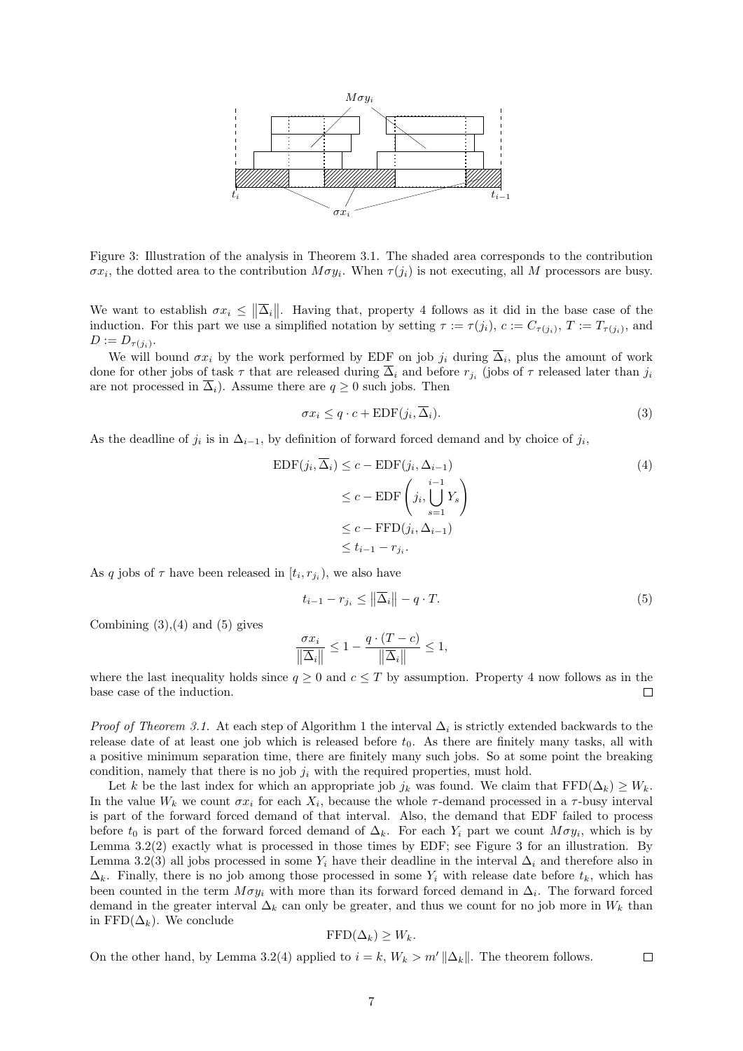Figure 3: Illustration of the analysis in Theorem 3.1. The shaded area corresponds to the contribution $\sigma x_i$, the dotted area to the contribution $M\sigma y_i$. When $\tau(j_i)$ is not executing, all $M$ processors are busy.

We want to establish $\sigma x_i \leq \|\overline{\Delta}_i\|$. Having that, property 4 follows as it did in the base case of the induction. For this part we use a simplified notation by setting $\tau := \tau(j_i)$, $c := C_{\tau(j_i)}$, $T := T_{\tau(j_i)}$, and $D := D_{\tau(j_i)}$.

We will bound $\sigma x_i$ by the work performed by EDF on job $j_i$ during $\overline{\Delta}_i$, plus the amount of work done for other jobs of task $\tau$ that are released during $\overline{\Delta}_i$ and before $r_{j_i}$ (jobs of $\tau$ released later than $j_i$ are not processed in $\overline{\Delta}_i$). Assume there are $q \geq 0$ such jobs. Then

$$\sigma x_i \leq q \cdot c + \mathrm{EDF}(j_i, \overline{\Delta}_i). \tag{3}$$

As the deadline of $j_i$ is in $\Delta_{i-1}$, by definition of forward forced demand and by choice of $j_i$,

$$\begin{aligned}
\mathrm{EDF}(j_i, \overline{\Delta}_i) &\leq c - \mathrm{EDF}(j_i, \Delta_{i-1}) \\
&\leq c - \mathrm{EDF}\left(j_i, \bigcup_{s=1}^{i-1} Y_s\right) \\
&\leq c - \mathrm{FFD}(j_i, \Delta_{i-1}) \\
&\leq t_{i-1} - r_{j_i}.
\end{aligned} \tag{4}$$

As $q$ jobs of $\tau$ have been released in $[t_i, r_{j_i})$, we also have

$$t_{i-1} - r_{j_i} \leq \|\overline{\Delta}_i\| - q \cdot T. \tag{5}$$

Combining (3),(4) and (5) gives

$$\frac{\sigma x_i}{\|\overline{\Delta}_i\|} \leq 1 - \frac{q \cdot (T - c)}{\|\overline{\Delta}_i\|} \leq 1,$$

where the last inequality holds since $q \geq 0$ and $c \leq T$ by assumption. Property 4 now follows as in the base case of the induction. □

*Proof of Theorem 3.1.* At each step of Algorithm 1 the interval $\Delta_i$ is strictly extended backwards to the release date of at least one job which is released before $t_0$. As there are finitely many tasks, all with a positive minimum separation time, there are finitely many such jobs. So at some point the breaking condition, namely that there is no job $j_i$ with the required properties, must hold.

Let $k$ be the last index for which an appropriate job $j_k$ was found. We claim that $\mathrm{FFD}(\Delta_k) \geq W_k$. In the value $W_k$ we count $\sigma x_i$ for each $X_i$, because the whole $\tau$-demand processed in a $\tau$-busy interval is part of the forward forced demand of that interval. Also, the demand that EDF failed to process before $t_0$ is part of the forward forced demand of $\Delta_k$. For each $Y_i$ part we count $M\sigma y_i$, which is by Lemma 3.2(2) exactly what is processed in those times by EDF; see Figure 3 for an illustration. By Lemma 3.2(3) all jobs processed in some $Y_i$ have their deadline in the interval $\Delta_i$ and therefore also in $\Delta_k$. Finally, there is no job among those processed in some $Y_i$ with release date before $t_k$, which has been counted in the term $M\sigma y_i$ with more than its forward forced demand in $\Delta_i$. The forward forced demand in the greater interval $\Delta_k$ can only be greater, and thus we count for no job more in $W_k$ than in $\mathrm{FFD}(\Delta_k)$. We conclude

$$\mathrm{FFD}(\Delta_k) \geq W_k.$$

On the other hand, by Lemma 3.2(4) applied to $i = k$, $W_k > m' \|\Delta_k\|$. The theorem follows. □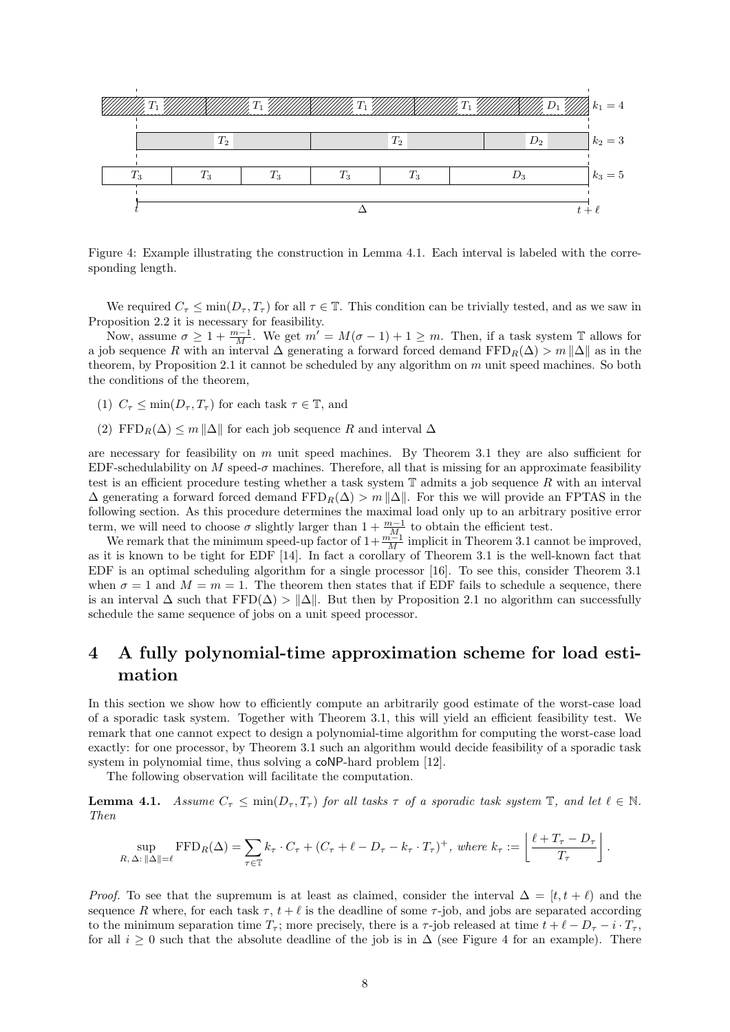Figure 4: Example illustrating the construction in Lemma 4.1. Each interval is labeled with the corresponding length.

We required $C_\tau \le \min(D_\tau, T_\tau)$ for all $\tau \in \mathbb{T}$. This condition can be trivially tested, and as we saw in Proposition 2.2 it is necessary for feasibility.

Now, assume $\sigma \ge 1 + \frac{m-1}{M}$. We get $m' = M(\sigma - 1) + 1 \ge m$. Then, if a task system $\mathbb{T}$ allows for a job sequence $R$ with an interval $\Delta$ generating a forward forced demand $\text{FFD}_R(\Delta) > m \|\Delta\|$ as in the theorem, by Proposition 2.1 it cannot be scheduled by any algorithm on $m$ unit speed machines. So both the conditions of the theorem,

(1) $C_\tau \le \min(D_\tau, T_\tau)$ for each task $\tau \in \mathbb{T}$, and

(2) $\text{FFD}_R(\Delta) \le m \|\Delta\|$ for each job sequence $R$ and interval $\Delta$

are necessary for feasibility on $m$ unit speed machines. By Theorem 3.1 they are also sufficient for EDF-schedulability on $M$ speed-$\sigma$ machines. Therefore, all that is missing for an approximate feasibility test is an efficient procedure testing whether a task system $\mathbb{T}$ admits a job sequence $R$ with an interval $\Delta$ generating a forward forced demand $\text{FFD}_R(\Delta) > m \|\Delta\|$. For this we will provide an FPTAS in the following section. As this procedure determines the maximal load only up to an arbitrary positive error term, we will need to choose $\sigma$ slightly larger than $1 + \frac{m-1}{M}$ to obtain the efficient test.

We remark that the minimum speed-up factor of $1 + \frac{m-1}{M}$ implicit in Theorem 3.1 cannot be improved, as it is known to be tight for EDF [14]. In fact a corollary of Theorem 3.1 is the well-known fact that EDF is an optimal scheduling algorithm for a single processor [16]. To see this, consider Theorem 3.1 when $\sigma = 1$ and $M = m = 1$. The theorem then states that if EDF fails to schedule a sequence, there is an interval $\Delta$ such that $\text{FFD}(\Delta) > \|\Delta\|$. But then by Proposition 2.1 no algorithm can successfully schedule the same sequence of jobs on a unit speed processor.

# 4 A fully polynomial-time approximation scheme for load estimation

In this section we show how to efficiently compute an arbitrarily good estimate of the worst-case load of a sporadic task system. Together with Theorem 3.1, this will yield an efficient feasibility test. We remark that one cannot expect to design a polynomial-time algorithm for computing the worst-case load exactly: for one processor, by Theorem 3.1 such an algorithm would decide feasibility of a sporadic task system in polynomial time, thus solving a coNP-hard problem [12].

The following observation will facilitate the computation.

**Lemma 4.1.** *Assume $C_\tau \le \min(D_\tau, T_\tau)$ for all tasks $\tau$ of a sporadic task system $\mathbb{T}$, and let $\ell \in \mathbb{N}$. Then*

$$\sup_{R,\,\Delta\colon \|\Delta\| = \ell} \text{FFD}_R(\Delta) = \sum_{\tau \in \mathbb{T}} k_\tau \cdot C_\tau + (C_\tau + \ell - D_\tau - k_\tau \cdot T_\tau)^+, \text{ where } k_\tau := \left\lfloor \frac{\ell + T_\tau - D_\tau}{T_\tau} \right\rfloor.$$

*Proof.* To see that the supremum is at least as claimed, consider the interval $\Delta = [t, t+\ell)$ and the sequence $R$ where, for each task $\tau$, $t+\ell$ is the deadline of some $\tau$-job, and jobs are separated according to the minimum separation time $T_\tau$; more precisely, there is a $\tau$-job released at time $t + \ell - D_\tau - i \cdot T_\tau$, for all $i \ge 0$ such that the absolute deadline of the job is in $\Delta$ (see Figure 4 for an example). There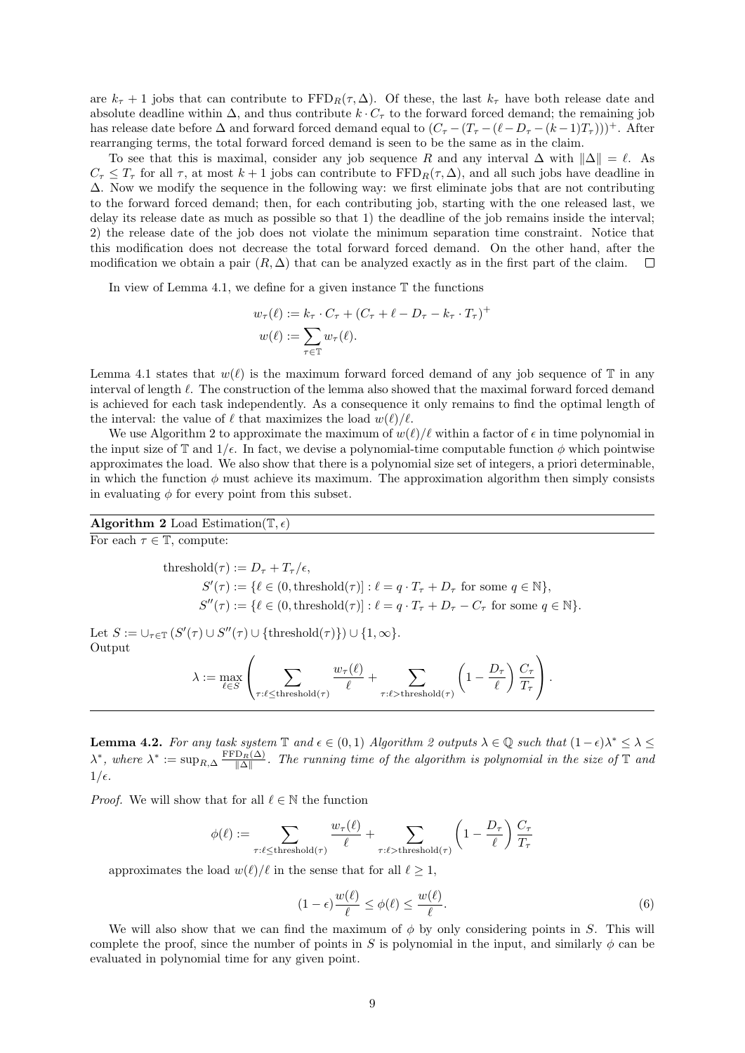are $k_\tau + 1$ jobs that can contribute to $\text{FFD}_R(\tau, \Delta)$. Of these, the last $k_\tau$ have both release date and absolute deadline within $\Delta$, and thus contribute $k \cdot C_\tau$ to the forward forced demand; the remaining job has release date before $\Delta$ and forward forced demand equal to $(C_\tau - (T_\tau - (\ell - D_\tau - (k-1)T_\tau)))^+$. After rearranging terms, the total forward forced demand is seen to be the same as in the claim.

To see that this is maximal, consider any job sequence $R$ and any interval $\Delta$ with $\|\Delta\| = \ell$. As $C_\tau \le T_\tau$ for all $\tau$, at most $k+1$ jobs can contribute to $\text{FFD}_R(\tau, \Delta)$, and all such jobs have deadline in $\Delta$. Now we modify the sequence in the following way: we first eliminate jobs that are not contributing to the forward forced demand; then, for each contributing job, starting with the one released last, we delay its release date as much as possible so that 1) the deadline of the job remains inside the interval; 2) the release date of the job does not violate the minimum separation time constraint. Notice that this modification does not decrease the total forward forced demand. On the other hand, after the modification we obtain a pair $(R, \Delta)$ that can be analyzed exactly as in the first part of the claim. $\square$

In view of Lemma 4.1, we define for a given instance $\mathbb{T}$ the functions

$$w_\tau(\ell) := k_\tau \cdot C_\tau + (C_\tau + \ell - D_\tau - k_\tau \cdot T_\tau)^+$$
$$w(\ell) := \sum_{\tau \in \mathbb{T}} w_\tau(\ell).$$

Lemma 4.1 states that $w(\ell)$ is the maximum forward forced demand of any job sequence of $\mathbb{T}$ in any interval of length $\ell$. The construction of the lemma also showed that the maximal forward forced demand is achieved for each task independently. As a consequence it only remains to find the optimal length of the interval: the value of $\ell$ that maximizes the load $w(\ell)/\ell$.

We use Algorithm 2 to approximate the maximum of $w(\ell)/\ell$ within a factor of $\epsilon$ in time polynomial in the input size of $\mathbb{T}$ and $1/\epsilon$. In fact, we devise a polynomial-time computable function $\phi$ which pointwise approximates the load. We also show that there is a polynomial size set of integers, a priori determinable, in which the function $\phi$ must achieve its maximum. The approximation algorithm then simply consists in evaluating $\phi$ for every point from this subset.

---

**Algorithm 2** Load Estimation($\mathbb{T}, \epsilon$)

For each $\tau \in \mathbb{T}$, compute:

$$\text{threshold}(\tau) := D_\tau + T_\tau/\epsilon,$$
$$S'(\tau) := \{\ell \in (0, \text{threshold}(\tau)] : \ell = q \cdot T_\tau + D_\tau \text{ for some } q \in \mathbb{N}\},$$
$$S''(\tau) := \{\ell \in (0, \text{threshold}(\tau)] : \ell = q \cdot T_\tau + D_\tau - C_\tau \text{ for some } q \in \mathbb{N}\}.$$

Let $S := \cup_{\tau \in \mathbb{T}} (S'(\tau) \cup S''(\tau) \cup \{\text{threshold}(\tau)\}) \cup \{1, \infty\}$.

Output

$$\lambda := \max_{\ell \in S} \left( \sum_{\tau : \ell \le \text{threshold}(\tau)} \frac{w_\tau(\ell)}{\ell} + \sum_{\tau : \ell > \text{threshold}(\tau)} \left(1 - \frac{D_\tau}{\ell}\right) \frac{C_\tau}{T_\tau} \right).$$

---

**Lemma 4.2.** *For any task system $\mathbb{T}$ and $\epsilon \in (0,1)$ Algorithm 2 outputs $\lambda \in \mathbb{Q}$ such that $(1-\epsilon)\lambda^* \le \lambda \le \lambda^*$, where $\lambda^* := \sup_{R,\Delta} \frac{\text{FFD}_R(\Delta)}{\|\Delta\|}$. The running time of the algorithm is polynomial in the size of $\mathbb{T}$ and $1/\epsilon$.*

*Proof.* We will show that for all $\ell \in \mathbb{N}$ the function

$$\phi(\ell) := \sum_{\tau : \ell \le \text{threshold}(\tau)} \frac{w_\tau(\ell)}{\ell} + \sum_{\tau : \ell > \text{threshold}(\tau)} \left(1 - \frac{D_\tau}{\ell}\right) \frac{C_\tau}{T_\tau}$$

approximates the load $w(\ell)/\ell$ in the sense that for all $\ell \ge 1$,

$$(1-\epsilon)\frac{w(\ell)}{\ell} \le \phi(\ell) \le \frac{w(\ell)}{\ell}. \tag{6}$$

We will also show that we can find the maximum of $\phi$ by only considering points in $S$. This will complete the proof, since the number of points in $S$ is polynomial in the input, and similarly $\phi$ can be evaluated in polynomial time for any given point.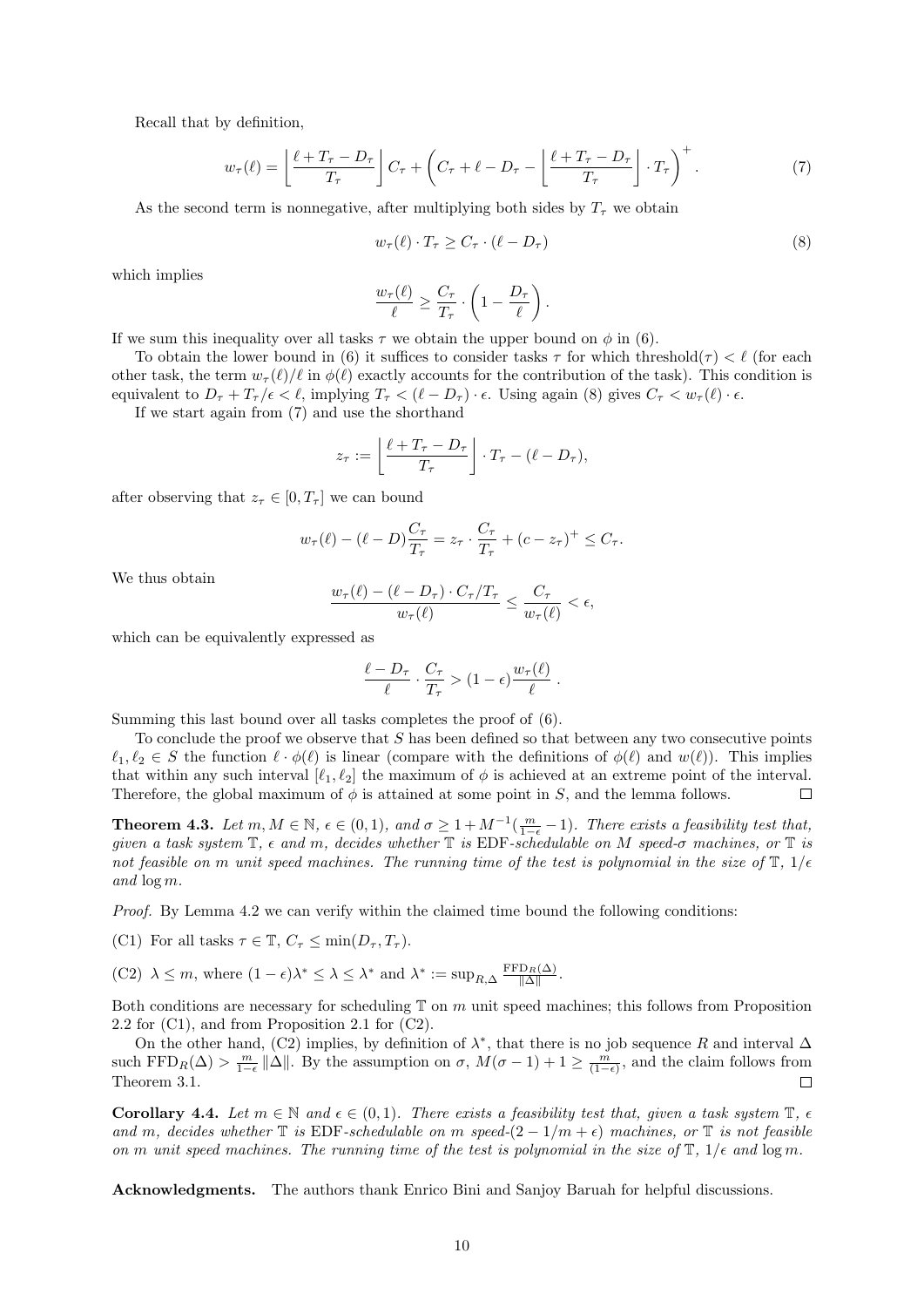Recall that by definition,

$$w_\tau(\ell) = \left\lfloor \frac{\ell + T_\tau - D_\tau}{T_\tau} \right\rfloor C_\tau + \left( C_\tau + \ell - D_\tau - \left\lfloor \frac{\ell + T_\tau - D_\tau}{T_\tau} \right\rfloor \cdot T_\tau \right)^+ . \tag{7}$$

As the second term is nonnegative, after multiplying both sides by $T_\tau$ we obtain

$$w_\tau(\ell) \cdot T_\tau \geq C_\tau \cdot (\ell - D_\tau) \tag{8}$$

which implies

$$\frac{w_\tau(\ell)}{\ell} \geq \frac{C_\tau}{T_\tau} \cdot \left(1 - \frac{D_\tau}{\ell}\right).$$

If we sum this inequality over all tasks $\tau$ we obtain the upper bound on $\phi$ in (6).

To obtain the lower bound in (6) it suffices to consider tasks $\tau$ for which threshold$(\tau) < \ell$ (for each other task, the term $w_\tau(\ell)/\ell$ in $\phi(\ell)$ exactly accounts for the contribution of the task). This condition is equivalent to $D_\tau + T_\tau/\epsilon < \ell$, implying $T_\tau < (\ell - D_\tau) \cdot \epsilon$. Using again (8) gives $C_\tau < w_\tau(\ell) \cdot \epsilon$.

If we start again from (7) and use the shorthand

$$z_\tau := \left\lfloor \frac{\ell + T_\tau - D_\tau}{T_\tau} \right\rfloor \cdot T_\tau - (\ell - D_\tau),$$

after observing that $z_\tau \in [0, T_\tau]$ we can bound

$$w_\tau(\ell) - (\ell - D)\frac{C_\tau}{T_\tau} = z_\tau \cdot \frac{C_\tau}{T_\tau} + (c - z_\tau)^+ \leq C_\tau.$$

We thus obtain

$$\frac{w_\tau(\ell) - (\ell - D_\tau) \cdot C_\tau / T_\tau}{w_\tau(\ell)} \leq \frac{C_\tau}{w_\tau(\ell)} < \epsilon,$$

which can be equivalently expressed as

$$\frac{\ell - D_\tau}{\ell} \cdot \frac{C_\tau}{T_\tau} > (1 - \epsilon)\frac{w_\tau(\ell)}{\ell} \,.$$

Summing this last bound over all tasks completes the proof of (6).

To conclude the proof we observe that $S$ has been defined so that between any two consecutive points $\ell_1, \ell_2 \in S$ the function $\ell \cdot \phi(\ell)$ is linear (compare with the definitions of $\phi(\ell)$ and $w(\ell)$). This implies that within any such interval $[\ell_1, \ell_2]$ the maximum of $\phi$ is achieved at an extreme point of the interval. Therefore, the global maximum of $\phi$ is attained at some point in $S$, and the lemma follows. $\square$

**Theorem 4.3.** *Let $m, M \in \mathbb{N}$, $\epsilon \in (0, 1)$, and $\sigma \geq 1 + M^{-1}(\frac{m}{1-\epsilon} - 1)$. There exists a feasibility test that, given a task system $\mathbb{T}$, $\epsilon$ and $m$, decides whether $\mathbb{T}$ is* EDF*-schedulable on $M$ speed-$\sigma$ machines, or $\mathbb{T}$ is not feasible on $m$ unit speed machines. The running time of the test is polynomial in the size of $\mathbb{T}$, $1/\epsilon$ and $\log m$.*

*Proof.* By Lemma 4.2 we can verify within the claimed time bound the following conditions:

(C1) For all tasks $\tau \in \mathbb{T}$, $C_\tau \leq \min(D_\tau, T_\tau)$.

(C2) $\lambda \leq m$, where $(1 - \epsilon)\lambda^* \leq \lambda \leq \lambda^*$ and $\lambda^* := \sup_{R,\Delta} \frac{\text{FFD}_R(\Delta)}{\|\Delta\|}$.

Both conditions are necessary for scheduling $\mathbb{T}$ on $m$ unit speed machines; this follows from Proposition 2.2 for (C1), and from Proposition 2.1 for (C2).

On the other hand, (C2) implies, by definition of $\lambda^*$, that there is no job sequence $R$ and interval $\Delta$ such $\text{FFD}_R(\Delta) > \frac{m}{1-\epsilon}\|\Delta\|$. By the assumption on $\sigma$, $M(\sigma - 1) + 1 \geq \frac{m}{(1-\epsilon)}$, and the claim follows from Theorem 3.1. $\square$

**Corollary 4.4.** *Let $m \in \mathbb{N}$ and $\epsilon \in (0, 1)$. There exists a feasibility test that, given a task system $\mathbb{T}$, $\epsilon$ and $m$, decides whether $\mathbb{T}$ is* EDF*-schedulable on $m$ speed-$(2 - 1/m + \epsilon)$ machines, or $\mathbb{T}$ is not feasible on $m$ unit speed machines. The running time of the test is polynomial in the size of $\mathbb{T}$, $1/\epsilon$ and $\log m$.*

**Acknowledgments.** The authors thank Enrico Bini and Sanjoy Baruah for helpful discussions.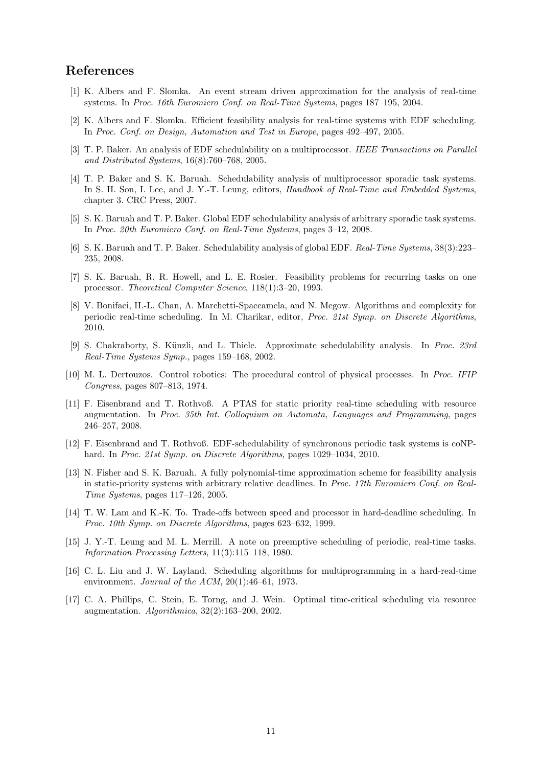## References

[1] K. Albers and F. Slomka. An event stream driven approximation for the analysis of real-time systems. In *Proc. 16th Euromicro Conf. on Real-Time Systems*, pages 187–195, 2004.

[2] K. Albers and F. Slomka. Efficient feasibility analysis for real-time systems with EDF scheduling. In *Proc. Conf. on Design, Automation and Test in Europe*, pages 492–497, 2005.

[3] T. P. Baker. An analysis of EDF schedulability on a multiprocessor. *IEEE Transactions on Parallel and Distributed Systems*, 16(8):760–768, 2005.

[4] T. P. Baker and S. K. Baruah. Schedulability analysis of multiprocessor sporadic task systems. In S. H. Son, I. Lee, and J. Y.-T. Leung, editors, *Handbook of Real-Time and Embedded Systems*, chapter 3. CRC Press, 2007.

[5] S. K. Baruah and T. P. Baker. Global EDF schedulability analysis of arbitrary sporadic task systems. In *Proc. 20th Euromicro Conf. on Real-Time Systems*, pages 3–12, 2008.

[6] S. K. Baruah and T. P. Baker. Schedulability analysis of global EDF. *Real-Time Systems*, 38(3):223–235, 2008.

[7] S. K. Baruah, R. R. Howell, and L. E. Rosier. Feasibility problems for recurring tasks on one processor. *Theoretical Computer Science*, 118(1):3–20, 1993.

[8] V. Bonifaci, H.-L. Chan, A. Marchetti-Spaccamela, and N. Megow. Algorithms and complexity for periodic real-time scheduling. In M. Charikar, editor, *Proc. 21st Symp. on Discrete Algorithms*, 2010.

[9] S. Chakraborty, S. Künzli, and L. Thiele. Approximate schedulability analysis. In *Proc. 23rd Real-Time Systems Symp.*, pages 159–168, 2002.

[10] M. L. Dertouzos. Control robotics: The procedural control of physical processes. In *Proc. IFIP Congress*, pages 807–813, 1974.

[11] F. Eisenbrand and T. Rothvoß. A PTAS for static priority real-time scheduling with resource augmentation. In *Proc. 35th Int. Colloquium on Automata, Languages and Programming*, pages 246–257, 2008.

[12] F. Eisenbrand and T. Rothvoß. EDF-schedulability of synchronous periodic task systems is coNP-hard. In *Proc. 21st Symp. on Discrete Algorithms*, pages 1029–1034, 2010.

[13] N. Fisher and S. K. Baruah. A fully polynomial-time approximation scheme for feasibility analysis in static-priority systems with arbitrary relative deadlines. In *Proc. 17th Euromicro Conf. on Real-Time Systems*, pages 117–126, 2005.

[14] T. W. Lam and K.-K. To. Trade-offs between speed and processor in hard-deadline scheduling. In *Proc. 10th Symp. on Discrete Algorithms*, pages 623–632, 1999.

[15] J. Y.-T. Leung and M. L. Merrill. A note on preemptive scheduling of periodic, real-time tasks. *Information Processing Letters*, 11(3):115–118, 1980.

[16] C. L. Liu and J. W. Layland. Scheduling algorithms for multiprogramming in a hard-real-time environment. *Journal of the ACM*, 20(1):46–61, 1973.

[17] C. A. Phillips, C. Stein, E. Torng, and J. Wein. Optimal time-critical scheduling via resource augmentation. *Algorithmica*, 32(2):163–200, 2002.